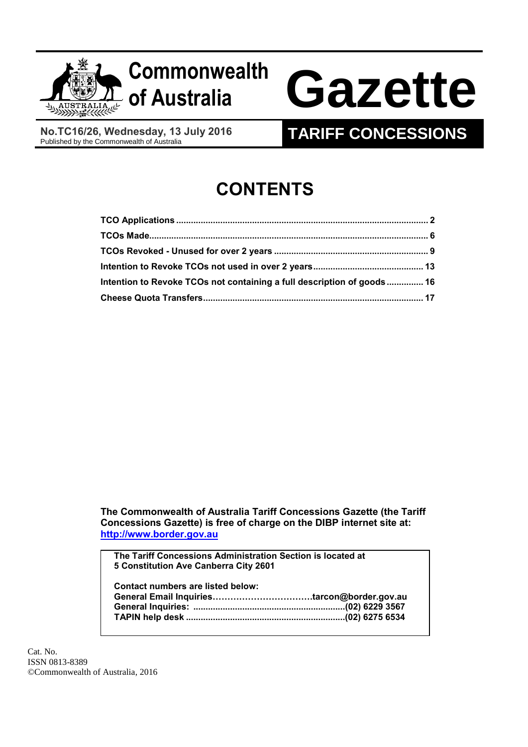# Commonwealth of Australia Gazette

**No.TC16/26, Wednesday, 13 July 2016**
Published by the Commonwealth of Australia

**TARIFF CONCESSIONS**

## CONTENTS

| | |
|---|---|
| **TCO Applications** | **2** |
| **TCOs Made** | **6** |
| **TCOs Revoked - Unused for over 2 years** | **9** |
| **Intention to Revoke TCOs not used in over 2 years** | **13** |
| **Intention to Revoke TCOs not containing a full description of goods** | **16** |
| **Cheese Quota Transfers** | **17** |

**The Commonwealth of Australia Tariff Concessions Gazette (the Tariff Concessions Gazette) is free of charge on the DIBP internet site at: [http://www.border.gov.au](http://www.border.gov.au)**

**The Tariff Concessions Administration Section is located at**
**5 Constitution Ave Canberra City 2601**

**Contact numbers are listed below:**
**General Email Inquiries……………………………tarcon@border.gov.au**
**General Inquiries: ............................................................(02) 6229 3567**
**TAPIN help desk ...............................................................(02) 6275 6534**

Cat. No.
ISSN 0813-8389
©Commonwealth of Australia, 2016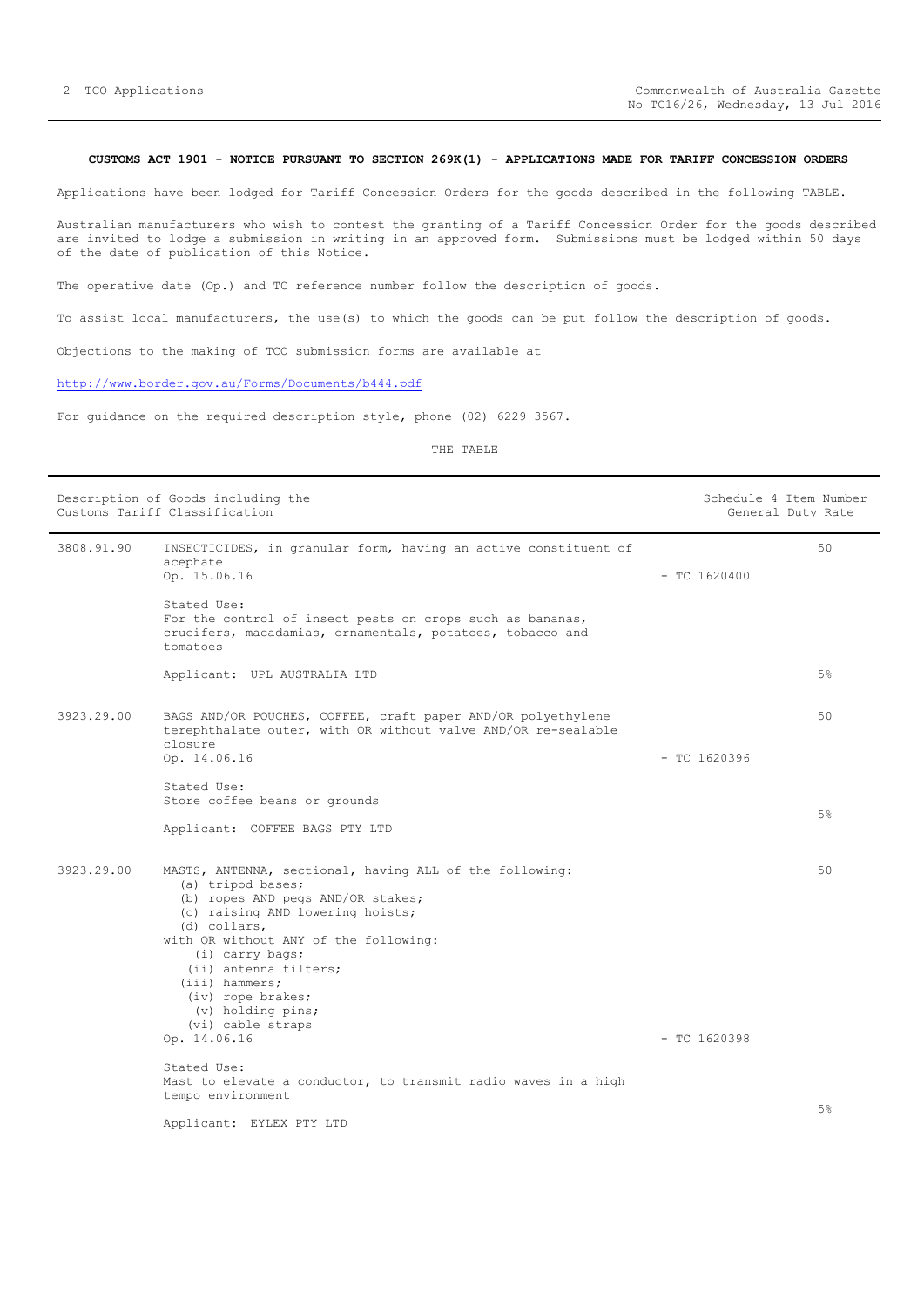**CUSTOMS ACT 1901 - NOTICE PURSUANT TO SECTION 269K(1) - APPLICATIONS MADE FOR TARIFF CONCESSION ORDERS**

Applications have been lodged for Tariff Concession Orders for the goods described in the following TABLE.

Australian manufacturers who wish to contest the granting of a Tariff Concession Order for the goods described are invited to lodge a submission in writing in an approved form. Submissions must be lodged within 50 days of the date of publication of this Notice.

The operative date (Op.) and TC reference number follow the description of goods.

To assist local manufacturers, the use(s) to which the goods can be put follow the description of goods.

Objections to the making of TCO submission forms are available at

http://www.border.gov.au/Forms/Documents/b444.pdf

For guidance on the required description style, phone (02) 6229 3567.

THE TABLE

| Description of Goods including the Customs Tariff Classification | | | Schedule 4 Item Number General Duty Rate |
|---|---|---|---|
| 3808.91.90 | INSECTICIDES, in granular form, having an active constituent of acephate<br>Op. 15.06.16<br><br>Stated Use:<br>For the control of insect pests on crops such as bananas, crucifers, macadamias, ornamentals, potatoes, tobacco and tomatoes<br><br>Applicant: UPL AUSTRALIA LTD | - TC 1620400 | 50<br><br>5% |
| 3923.29.00 | BAGS AND/OR POUCHES, COFFEE, craft paper AND/OR polyethylene terephthalate outer, with OR without valve AND/OR re-sealable closure<br>Op. 14.06.16<br><br>Stated Use:<br>Store coffee beans or grounds<br><br>Applicant: COFFEE BAGS PTY LTD | - TC 1620396 | 50<br><br>5% |
| 3923.29.00 | MASTS, ANTENNA, sectional, having ALL of the following:<br>(a) tripod bases;<br>(b) ropes AND pegs AND/OR stakes;<br>(c) raising AND lowering hoists;<br>(d) collars,<br>with OR without ANY of the following:<br>(i) carry bags;<br>(ii) antenna tilters;<br>(iii) hammers;<br>(iv) rope brakes;<br>(v) holding pins;<br>(vi) cable straps<br>Op. 14.06.16<br><br>Stated Use:<br>Mast to elevate a conductor, to transmit radio waves in a high tempo environment<br><br>Applicant: EYLEX PTY LTD | - TC 1620398 | 50<br><br>5% |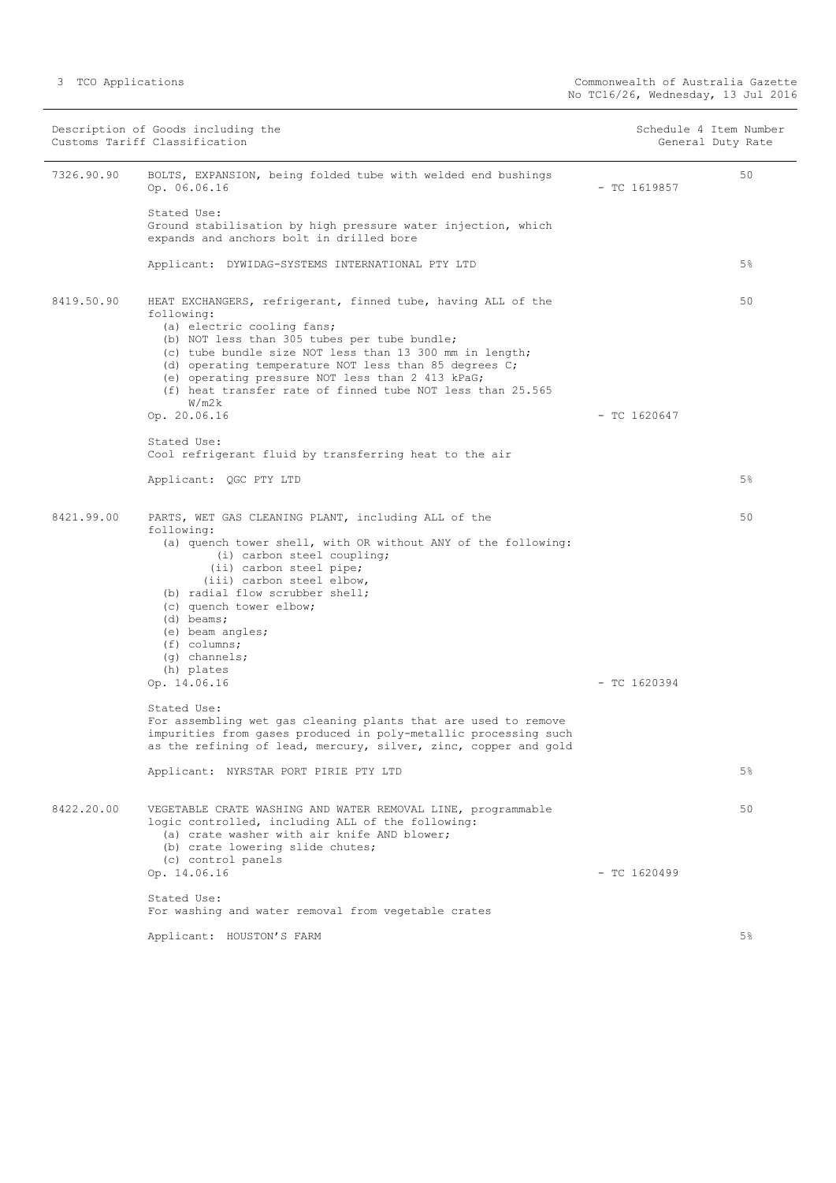| Description of Goods including the Customs Tariff Classification | | | Schedule 4 Item Number<br>General Duty Rate |
|---|---|---|---|
| 7326.90.90 | BOLTS, EXPANSION, being folded tube with welded end bushings<br>Op. 06.06.16<br><br>Stated Use:<br>Ground stabilisation by high pressure water injection, which expands and anchors bolt in drilled bore<br><br>Applicant: DYWIDAG-SYSTEMS INTERNATIONAL PTY LTD | - TC 1619857 | 50<br><br>5% |
| 8419.50.90 | HEAT EXCHANGERS, refrigerant, finned tube, having ALL of the following:<br>(a) electric cooling fans;<br>(b) NOT less than 305 tubes per tube bundle;<br>(c) tube bundle size NOT less than 13 300 mm in length;<br>(d) operating temperature NOT less than 85 degrees C;<br>(e) operating pressure NOT less than 2 413 kPaG;<br>(f) heat transfer rate of finned tube NOT less than 25.565 W/m2k<br>Op. 20.06.16<br><br>Stated Use:<br>Cool refrigerant fluid by transferring heat to the air<br><br>Applicant: QGC PTY LTD | - TC 1620647 | 50<br><br>5% |
| 8421.99.00 | PARTS, WET GAS CLEANING PLANT, including ALL of the following:<br>(a) quench tower shell, with OR without ANY of the following:<br>(i) carbon steel coupling;<br>(ii) carbon steel pipe;<br>(iii) carbon steel elbow,<br>(b) radial flow scrubber shell;<br>(c) quench tower elbow;<br>(d) beams;<br>(e) beam angles;<br>(f) columns;<br>(g) channels;<br>(h) plates<br>Op. 14.06.16<br><br>Stated Use:<br>For assembling wet gas cleaning plants that are used to remove impurities from gases produced in poly-metallic processing such as the refining of lead, mercury, silver, zinc, copper and gold<br><br>Applicant: NYRSTAR PORT PIRIE PTY LTD | - TC 1620394 | 50<br><br>5% |
| 8422.20.00 | VEGETABLE CRATE WASHING AND WATER REMOVAL LINE, programmable logic controlled, including ALL of the following:<br>(a) crate washer with air knife AND blower;<br>(b) crate lowering slide chutes;<br>(c) control panels<br>Op. 14.06.16<br><br>Stated Use:<br>For washing and water removal from vegetable crates<br><br>Applicant: HOUSTON'S FARM | - TC 1620499 | 50<br><br>5% |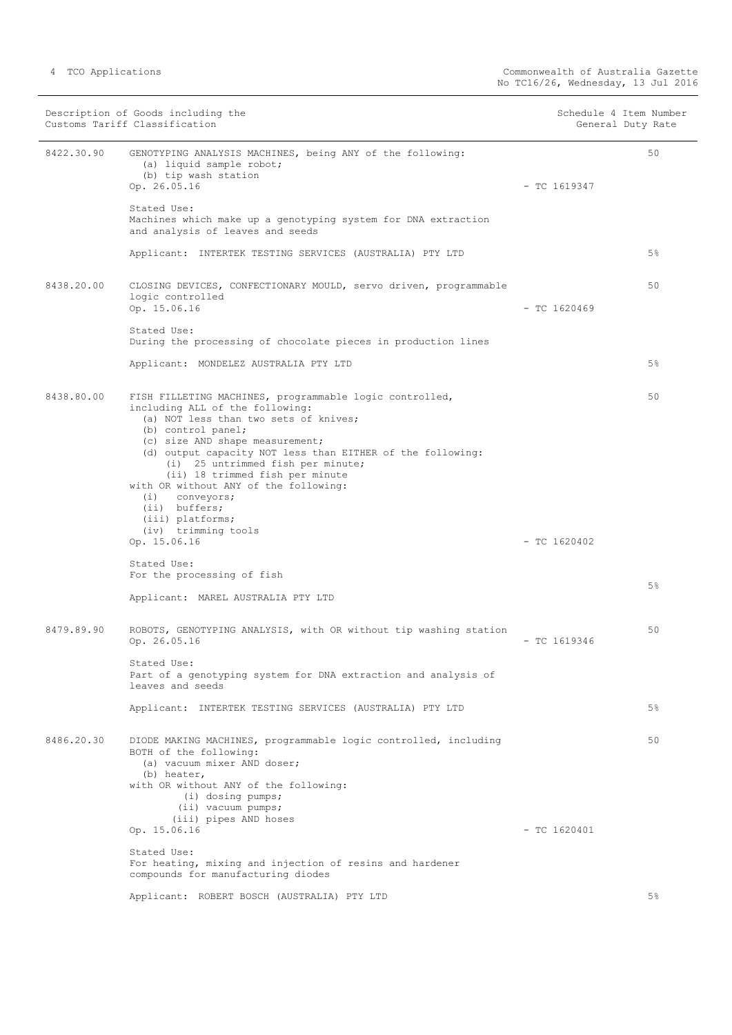| Description of Goods including the Customs Tariff Classification | | Schedule 4 Item Number | General Duty Rate |
|---|---|---|---|
| 8422.30.90 | GENOTYPING ANALYSIS MACHINES, being ANY of the following:<br>(a) liquid sample robot;<br>(b) tip wash station<br>Op. 26.05.16<br><br>Stated Use:<br>Machines which make up a genotyping system for DNA extraction and analysis of leaves and seeds<br><br>Applicant: INTERTEK TESTING SERVICES (AUSTRALIA) PTY LTD | - TC 1619347 | 50<br><br>5% |
| 8438.20.00 | CLOSING DEVICES, CONFECTIONARY MOULD, servo driven, programmable logic controlled<br>Op. 15.06.16<br><br>Stated Use:<br>During the processing of chocolate pieces in production lines<br><br>Applicant: MONDELEZ AUSTRALIA PTY LTD | - TC 1620469 | 50<br><br>5% |
| 8438.80.00 | FISH FILLETING MACHINES, programmable logic controlled, including ALL of the following:<br>(a) NOT less than two sets of knives;<br>(b) control panel;<br>(c) size AND shape measurement;<br>(d) output capacity NOT less than EITHER of the following:<br>(i) 25 untrimmed fish per minute;<br>(ii) 18 trimmed fish per minute<br>with OR without ANY of the following:<br>(i) conveyors;<br>(ii) buffers;<br>(iii) platforms;<br>(iv) trimming tools<br>Op. 15.06.16<br><br>Stated Use:<br>For the processing of fish<br><br>Applicant: MAREL AUSTRALIA PTY LTD | - TC 1620402 | 50<br><br>5% |
| 8479.89.90 | ROBOTS, GENOTYPING ANALYSIS, with OR without tip washing station<br>Op. 26.05.16<br><br>Stated Use:<br>Part of a genotyping system for DNA extraction and analysis of leaves and seeds<br><br>Applicant: INTERTEK TESTING SERVICES (AUSTRALIA) PTY LTD | - TC 1619346 | 50<br><br>5% |
| 8486.20.30 | DIODE MAKING MACHINES, programmable logic controlled, including BOTH of the following:<br>(a) vacuum mixer AND doser;<br>(b) heater,<br>with OR without ANY of the following:<br>(i) dosing pumps;<br>(ii) vacuum pumps;<br>(iii) pipes AND hoses<br>Op. 15.06.16<br><br>Stated Use:<br>For heating, mixing and injection of resins and hardener compounds for manufacturing diodes<br><br>Applicant: ROBERT BOSCH (AUSTRALIA) PTY LTD | - TC 1620401 | 50<br><br>5% |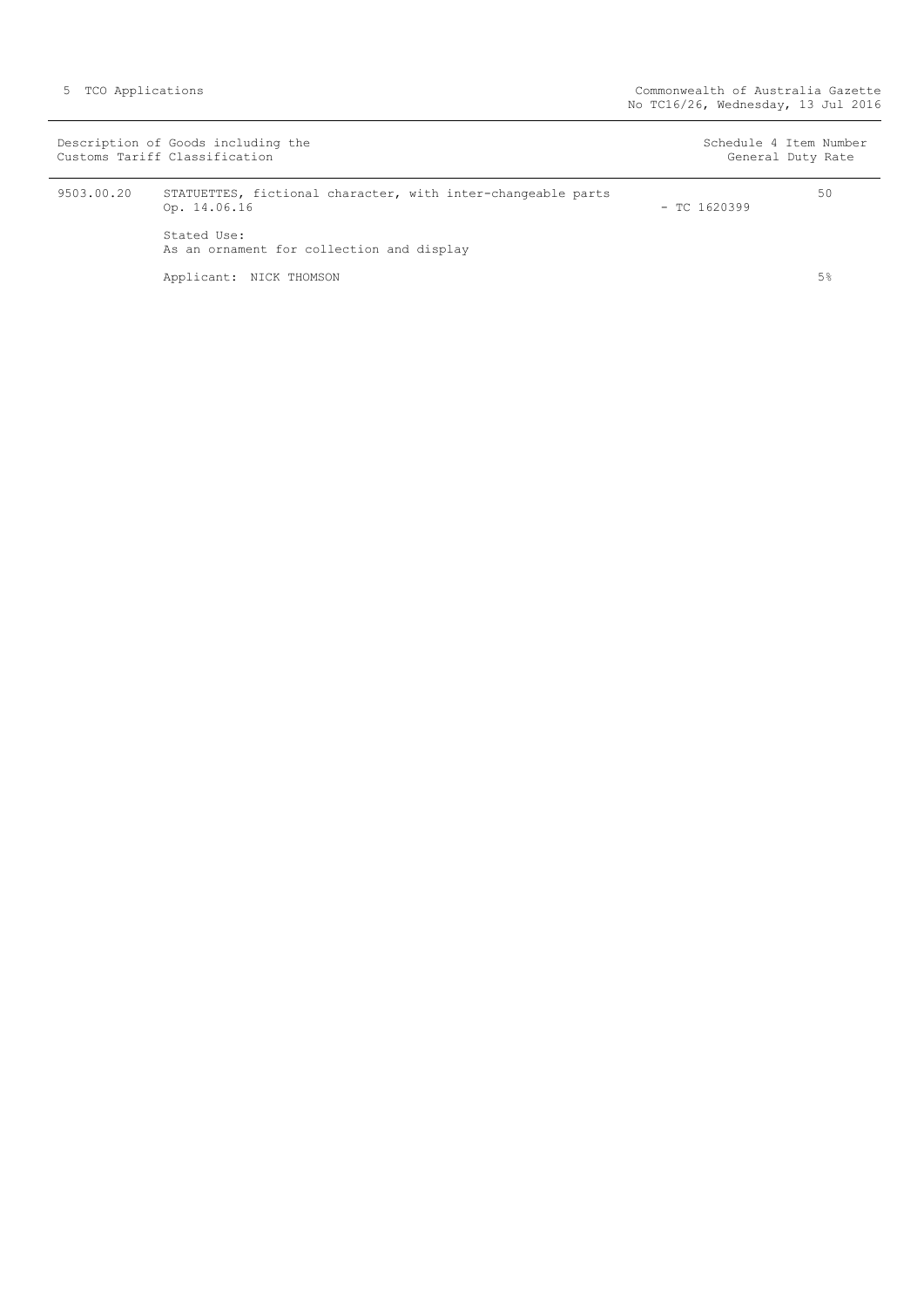| Description of Goods including the Customs Tariff Classification | | | Schedule 4 Item Number General Duty Rate |
|---|---|---|---|
| 9503.00.20 | STATUETTES, fictional character, with inter-changeable parts<br>Op. 14.06.16 | - TC 1620399 | 50 |
| | Stated Use:<br>As an ornament for collection and display | | |
| | Applicant: NICK THOMSON | | 5% |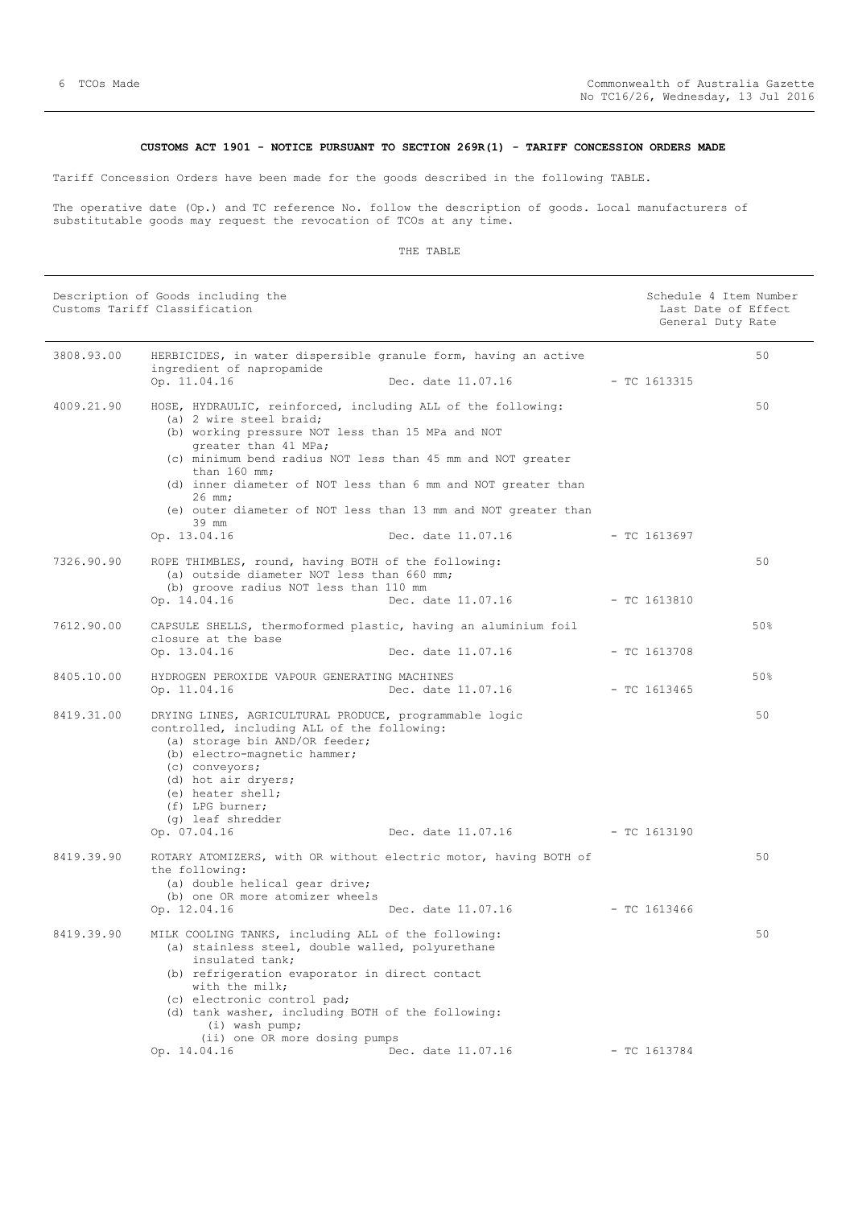**CUSTOMS ACT 1901 - NOTICE PURSUANT TO SECTION 269R(1) - TARIFF CONCESSION ORDERS MADE**

Tariff Concession Orders have been made for the goods described in the following TABLE.

The operative date (Op.) and TC reference No. follow the description of goods. Local manufacturers of substitutable goods may request the revocation of TCOs at any time.

THE TABLE

| Description of Goods including the Customs Tariff Classification | | | | Schedule 4 Item Number Last Date of Effect General Duty Rate |
|---|---|---|---|---|
| 3808.93.00 | HERBICIDES, in water dispersible granule form, having an active ingredient of napropamide<br>Op. 11.04.16 | Dec. date 11.07.16 | - TC 1613315 | 50 |
| 4009.21.90 | HOSE, HYDRAULIC, reinforced, including ALL of the following:<br>(a) 2 wire steel braid;<br>(b) working pressure NOT less than 15 MPa and NOT greater than 41 MPa;<br>(c) minimum bend radius NOT less than 45 mm and NOT greater than 160 mm;<br>(d) inner diameter of NOT less than 6 mm and NOT greater than 26 mm;<br>(e) outer diameter of NOT less than 13 mm and NOT greater than 39 mm<br>Op. 13.04.16 | Dec. date 11.07.16 | - TC 1613697 | 50 |
| 7326.90.90 | ROPE THIMBLES, round, having BOTH of the following:<br>(a) outside diameter NOT less than 660 mm;<br>(b) groove radius NOT less than 110 mm<br>Op. 14.04.16 | Dec. date 11.07.16 | - TC 1613810 | 50 |
| 7612.90.00 | CAPSULE SHELLS, thermoformed plastic, having an aluminium foil closure at the base<br>Op. 13.04.16 | Dec. date 11.07.16 | - TC 1613708 | 50% |
| 8405.10.00 | HYDROGEN PEROXIDE VAPOUR GENERATING MACHINES<br>Op. 11.04.16 | Dec. date 11.07.16 | - TC 1613465 | 50% |
| 8419.31.00 | DRYING LINES, AGRICULTURAL PRODUCE, programmable logic controlled, including ALL of the following:<br>(a) storage bin AND/OR feeder;<br>(b) electro-magnetic hammer;<br>(c) conveyors;<br>(d) hot air dryers;<br>(e) heater shell;<br>(f) LPG burner;<br>(g) leaf shredder<br>Op. 07.04.16 | Dec. date 11.07.16 | - TC 1613190 | 50 |
| 8419.39.90 | ROTARY ATOMIZERS, with OR without electric motor, having BOTH of the following:<br>(a) double helical gear drive;<br>(b) one OR more atomizer wheels<br>Op. 12.04.16 | Dec. date 11.07.16 | - TC 1613466 | 50 |
| 8419.39.90 | MILK COOLING TANKS, including ALL of the following:<br>(a) stainless steel, double walled, polyurethane insulated tank;<br>(b) refrigeration evaporator in direct contact with the milk;<br>(c) electronic control pad;<br>(d) tank washer, including BOTH of the following:<br>(i) wash pump;<br>(ii) one OR more dosing pumps<br>Op. 14.04.16 | Dec. date 11.07.16 | - TC 1613784 | 50 |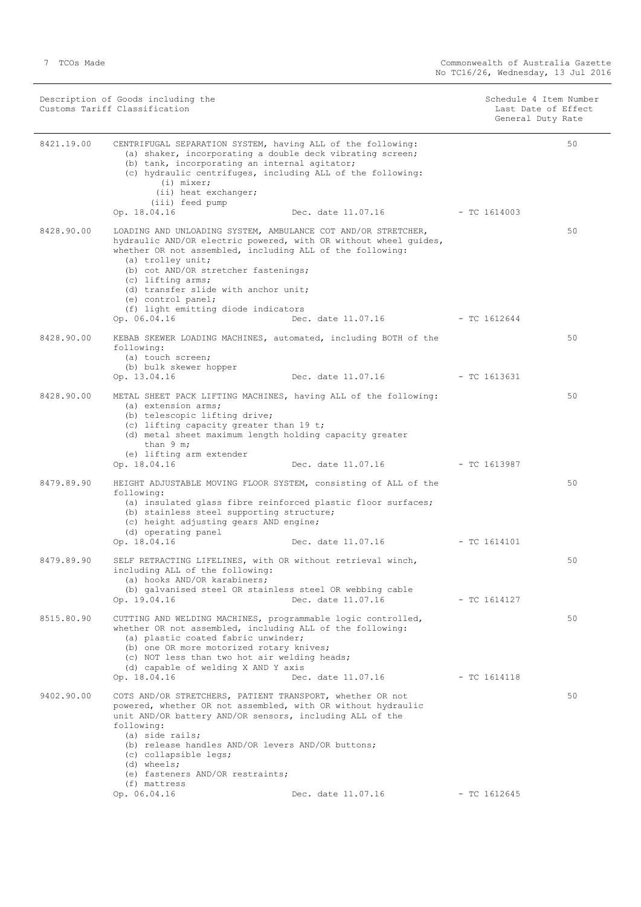| Description of Goods including the Customs Tariff Classification | | | Schedule 4 Item Number Last Date of Effect General Duty Rate |
|---|---|---|---|
| 8421.19.00 | CENTRIFUGAL SEPARATION SYSTEM, having ALL of the following:<br>(a) shaker, incorporating a double deck vibrating screen;<br>(b) tank, incorporating an internal agitator;<br>(c) hydraulic centrifuges, including ALL of the following:<br>(i) mixer;<br>(ii) heat exchanger;<br>(iii) feed pump<br>Op. 18.04.16 Dec. date 11.07.16 | - TC 1614003 | 50 |
| 8428.90.00 | LOADING AND UNLOADING SYSTEM, AMBULANCE COT AND/OR STRETCHER, hydraulic AND/OR electric powered, with OR without wheel guides, whether OR not assembled, including ALL of the following:<br>(a) trolley unit;<br>(b) cot AND/OR stretcher fastenings;<br>(c) lifting arms;<br>(d) transfer slide with anchor unit;<br>(e) control panel;<br>(f) light emitting diode indicators<br>Op. 06.04.16 Dec. date 11.07.16 | - TC 1612644 | 50 |
| 8428.90.00 | KEBAB SKEWER LOADING MACHINES, automated, including BOTH of the following:<br>(a) touch screen;<br>(b) bulk skewer hopper<br>Op. 13.04.16 Dec. date 11.07.16 | - TC 1613631 | 50 |
| 8428.90.00 | METAL SHEET PACK LIFTING MACHINES, having ALL of the following:<br>(a) extension arms;<br>(b) telescopic lifting drive;<br>(c) lifting capacity greater than 19 t;<br>(d) metal sheet maximum length holding capacity greater than 9 m;<br>(e) lifting arm extender<br>Op. 18.04.16 Dec. date 11.07.16 | - TC 1613987 | 50 |
| 8479.89.90 | HEIGHT ADJUSTABLE MOVING FLOOR SYSTEM, consisting of ALL of the following:<br>(a) insulated glass fibre reinforced plastic floor surfaces;<br>(b) stainless steel supporting structure;<br>(c) height adjusting gears AND engine;<br>(d) operating panel<br>Op. 18.04.16 Dec. date 11.07.16 | - TC 1614101 | 50 |
| 8479.89.90 | SELF RETRACTING LIFELINES, with OR without retrieval winch, including ALL of the following:<br>(a) hooks AND/OR karabiners;<br>(b) galvanised steel OR stainless steel OR webbing cable<br>Op. 19.04.16 Dec. date 11.07.16 | - TC 1614127 | 50 |
| 8515.80.90 | CUTTING AND WELDING MACHINES, programmable logic controlled, whether OR not assembled, including ALL of the following:<br>(a) plastic coated fabric unwinder;<br>(b) one OR more motorized rotary knives;<br>(c) NOT less than two hot air welding heads;<br>(d) capable of welding X AND Y axis<br>Op. 18.04.16 Dec. date 11.07.16 | - TC 1614118 | 50 |
| 9402.90.00 | COTS AND/OR STRETCHERS, PATIENT TRANSPORT, whether OR not powered, whether OR not assembled, with OR without hydraulic unit AND/OR battery AND/OR sensors, including ALL of the following:<br>(a) side rails;<br>(b) release handles AND/OR levers AND/OR buttons;<br>(c) collapsible legs;<br>(d) wheels;<br>(e) fasteners AND/OR restraints;<br>(f) mattress<br>Op. 06.04.16 Dec. date 11.07.16 | - TC 1612645 | 50 |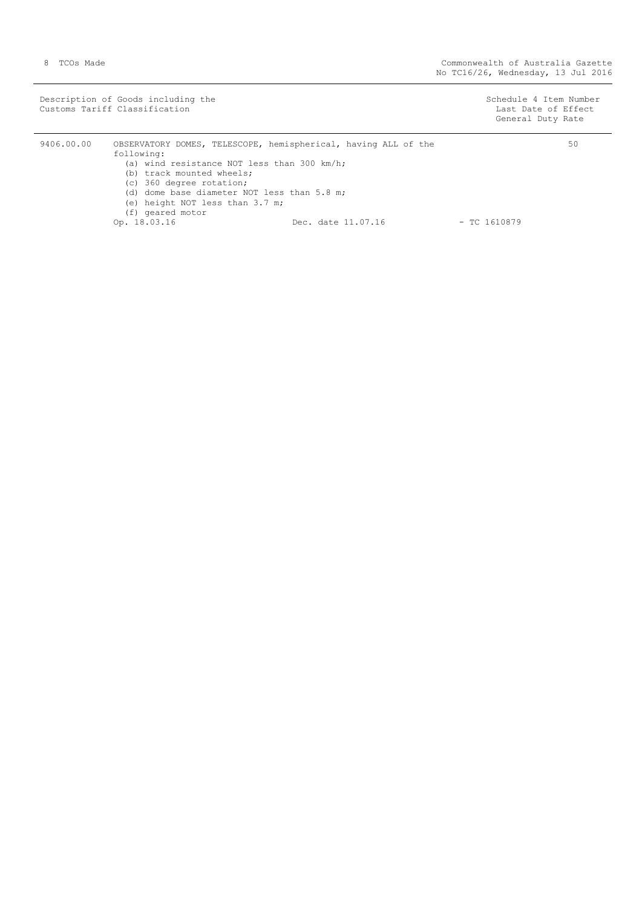| Description of Goods including the Customs Tariff Classification | | Schedule 4 Item Number<br>Last Date of Effect<br>General Duty Rate |
|---|---|---|
| 9406.00.00 | OBSERVATORY DOMES, TELESCOPE, hemispherical, having ALL of the following:<br>(a) wind resistance NOT less than 300 km/h;<br>(b) track mounted wheels;<br>(c) 360 degree rotation;<br>(d) dome base diameter NOT less than 5.8 m;<br>(e) height NOT less than 3.7 m;<br>(f) geared motor<br>Op. 18.03.16 Dec. date 11.07.16 - TC 1610879 | 50 |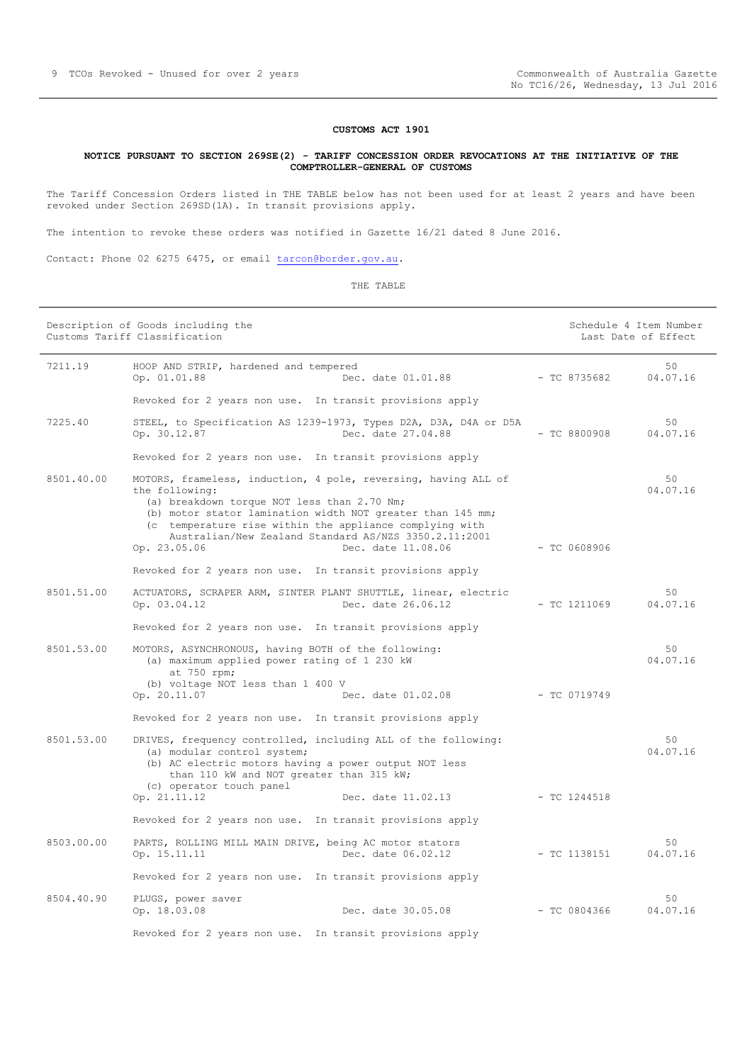**CUSTOMS ACT 1901**

**NOTICE PURSUANT TO SECTION 269SE(2) - TARIFF CONCESSION ORDER REVOCATIONS AT THE INITIATIVE OF THE COMPTROLLER-GENERAL OF CUSTOMS**

The Tariff Concession Orders listed in THE TABLE below has not been used for at least 2 years and have been revoked under Section 269SD(1A). In transit provisions apply.

The intention to revoke these orders was notified in Gazette 16/21 dated 8 June 2016.

Contact: Phone 02 6275 6475, or email tarcon@border.gov.au.

THE TABLE

| Description of Goods including the Customs Tariff Classification | | | | Schedule 4 Item Number Last Date of Effect |
|---|---|---|---|---|
| 7211.19 | HOOP AND STRIP, hardened and tempered<br>Op. 01.01.88 | Dec. date 01.01.88 | - TC 8735682 | 50<br>04.07.16 |
| | Revoked for 2 years non use. In transit provisions apply | | | |
| 7225.40 | STEEL, to Specification AS 1239-1973, Types D2A, D3A, D4A or D5A<br>Op. 30.12.87 | Dec. date 27.04.88 | - TC 8800908 | 50<br>04.07.16 |
| | Revoked for 2 years non use. In transit provisions apply | | | |
| 8501.40.00 | MOTORS, frameless, induction, 4 pole, reversing, having ALL of the following:<br>(a) breakdown torque NOT less than 2.70 Nm;<br>(b) motor stator lamination width NOT greater than 145 mm;<br>(c temperature rise within the appliance complying with Australian/New Zealand Standard AS/NZS 3350.2.11:2001<br>Op. 23.05.06 | Dec. date 11.08.06 | - TC 0608906 | 50<br>04.07.16 |
| | Revoked for 2 years non use. In transit provisions apply | | | |
| 8501.51.00 | ACTUATORS, SCRAPER ARM, SINTER PLANT SHUTTLE, linear, electric<br>Op. 03.04.12 | Dec. date 26.06.12 | - TC 1211069 | 50<br>04.07.16 |
| | Revoked for 2 years non use. In transit provisions apply | | | |
| 8501.53.00 | MOTORS, ASYNCHRONOUS, having BOTH of the following:<br>(a) maximum applied power rating of 1 230 kW at 750 rpm;<br>(b) voltage NOT less than 1 400 V<br>Op. 20.11.07 | Dec. date 01.02.08 | - TC 0719749 | 50<br>04.07.16 |
| | Revoked for 2 years non use. In transit provisions apply | | | |
| 8501.53.00 | DRIVES, frequency controlled, including ALL of the following:<br>(a) modular control system;<br>(b) AC electric motors having a power output NOT less than 110 kW and NOT greater than 315 kW;<br>(c) operator touch panel<br>Op. 21.11.12 | Dec. date 11.02.13 | - TC 1244518 | 50<br>04.07.16 |
| | Revoked for 2 years non use. In transit provisions apply | | | |
| 8503.00.00 | PARTS, ROLLING MILL MAIN DRIVE, being AC motor stators<br>Op. 15.11.11 | Dec. date 06.02.12 | - TC 1138151 | 50<br>04.07.16 |
| | Revoked for 2 years non use. In transit provisions apply | | | |
| 8504.40.90 | PLUGS, power saver<br>Op. 18.03.08 | Dec. date 30.05.08 | - TC 0804366 | 50<br>04.07.16 |
| | Revoked for 2 years non use. In transit provisions apply | | | |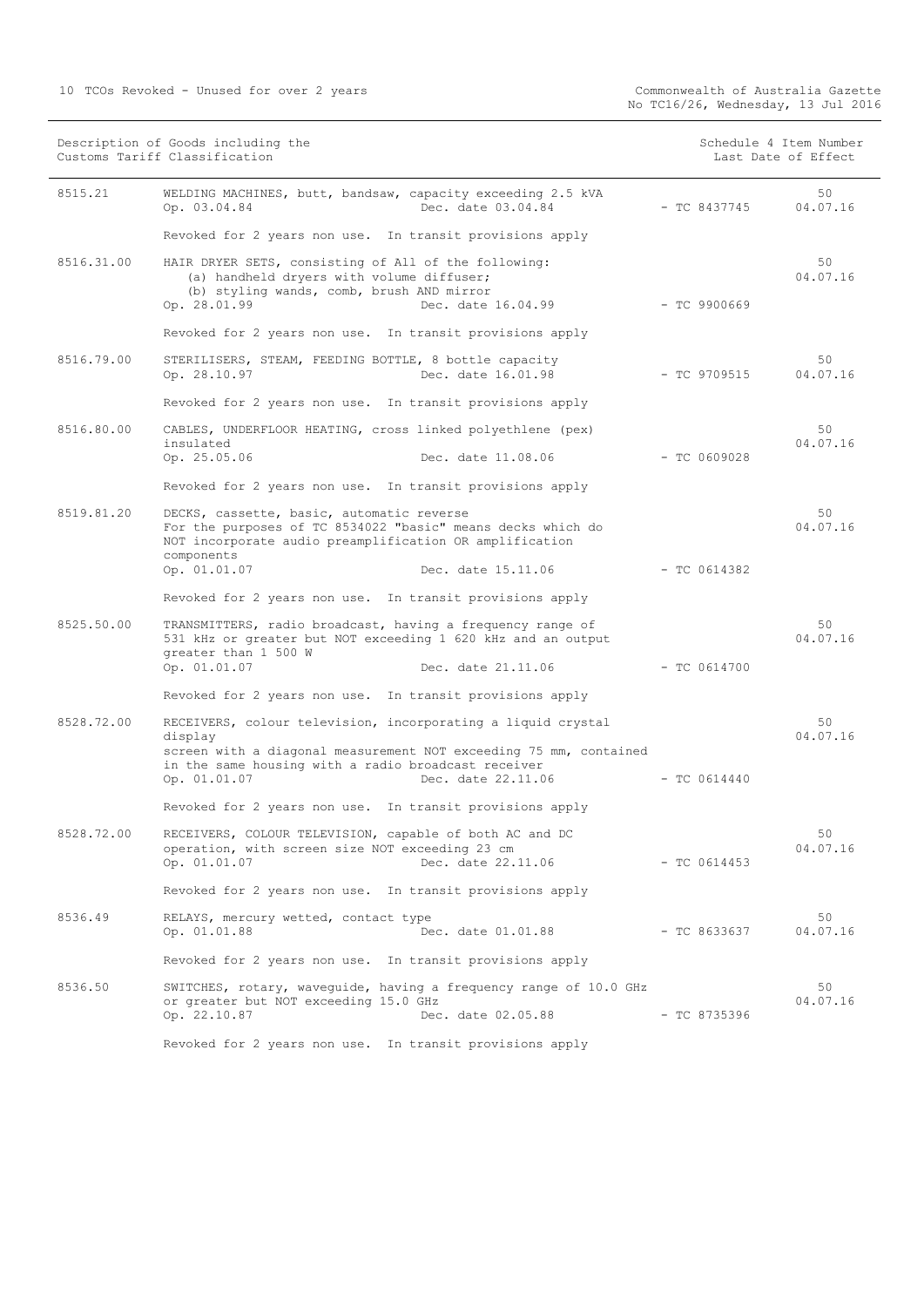| Description of Goods including the Customs Tariff Classification | | | Schedule 4 Item Number Last Date of Effect |
|---|---|---|---|
| 8515.21 | WELDING MACHINES, butt, bandsaw, capacity exceeding 2.5 kVA<br>Op. 03.04.84 Dec. date 03.04.84<br><br>Revoked for 2 years non use. In transit provisions apply | - TC 8437745 | 50<br>04.07.16 |
| 8516.31.00 | HAIR DRYER SETS, consisting of All of the following:<br>(a) handheld dryers with volume diffuser;<br>(b) styling wands, comb, brush AND mirror<br>Op. 28.01.99 Dec. date 16.04.99<br><br>Revoked for 2 years non use. In transit provisions apply | - TC 9900669 | 50<br>04.07.16 |
| 8516.79.00 | STERILISERS, STEAM, FEEDING BOTTLE, 8 bottle capacity<br>Op. 28.10.97 Dec. date 16.01.98<br><br>Revoked for 2 years non use. In transit provisions apply | - TC 9709515 | 50<br>04.07.16 |
| 8516.80.00 | CABLES, UNDERFLOOR HEATING, cross linked polyethlene (pex) insulated<br>Op. 25.05.06 Dec. date 11.08.06<br><br>Revoked for 2 years non use. In transit provisions apply | - TC 0609028 | 50<br>04.07.16 |
| 8519.81.20 | DECKS, cassette, basic, automatic reverse<br>For the purposes of TC 8534022 "basic" means decks which do NOT incorporate audio preamplification OR amplification components<br>Op. 01.01.07 Dec. date 15.11.06<br><br>Revoked for 2 years non use. In transit provisions apply | - TC 0614382 | 50<br>04.07.16 |
| 8525.50.00 | TRANSMITTERS, radio broadcast, having a frequency range of 531 kHz or greater but NOT exceeding 1 620 kHz and an output greater than 1 500 W<br>Op. 01.01.07 Dec. date 21.11.06<br><br>Revoked for 2 years non use. In transit provisions apply | - TC 0614700 | 50<br>04.07.16 |
| 8528.72.00 | RECEIVERS, colour television, incorporating a liquid crystal display<br>screen with a diagonal measurement NOT exceeding 75 mm, contained in the same housing with a radio broadcast receiver<br>Op. 01.01.07 Dec. date 22.11.06<br><br>Revoked for 2 years non use. In transit provisions apply | - TC 0614440 | 50<br>04.07.16 |
| 8528.72.00 | RECEIVERS, COLOUR TELEVISION, capable of both AC and DC operation, with screen size NOT exceeding 23 cm<br>Op. 01.01.07 Dec. date 22.11.06<br><br>Revoked for 2 years non use. In transit provisions apply | - TC 0614453 | 50<br>04.07.16 |
| 8536.49 | RELAYS, mercury wetted, contact type<br>Op. 01.01.88 Dec. date 01.01.88<br><br>Revoked for 2 years non use. In transit provisions apply | - TC 8633637 | 50<br>04.07.16 |
| 8536.50 | SWITCHES, rotary, waveguide, having a frequency range of 10.0 GHz or greater but NOT exceeding 15.0 GHz<br>Op. 22.10.87 Dec. date 02.05.88<br><br>Revoked for 2 years non use. In transit provisions apply | - TC 8735396 | 50<br>04.07.16 |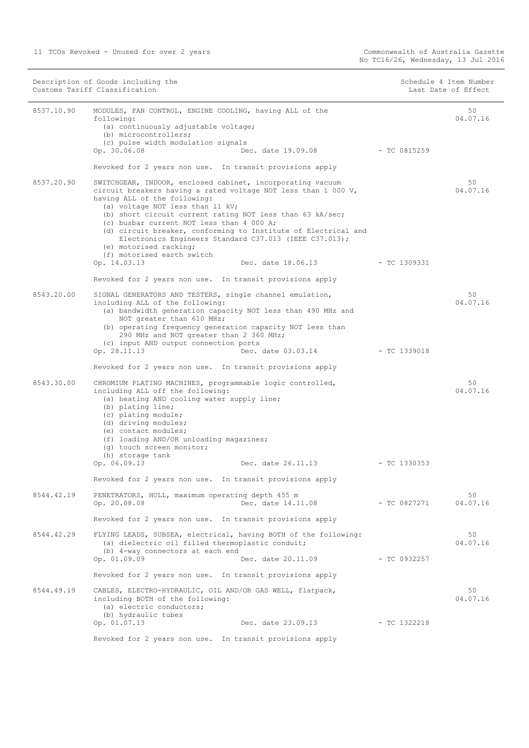| Description of Goods including the Customs Tariff Classification | | | Schedule 4 Item Number Last Date of Effect |
|---|---|---|---|
| 8537.10.90 | MODULES, FAN CONTROL, ENGINE COOLING, having ALL of the following:<br>(a) continuously adjustable voltage;<br>(b) microcontrollers;<br>(c) pulse width modulation signals<br>Op. 30.06.08 Dec. date 19.09.08 - TC 0815259<br><br>Revoked for 2 years non use. In transit provisions apply | | 50<br>04.07.16 |
| 8537.20.90 | SWITCHGEAR, INDOOR, enclosed cabinet, incorporating vacuum circuit breakers having a rated voltage NOT less than 1 000 V, having ALL of the following:<br>(a) voltage NOT less than 11 kV;<br>(b) short circuit current rating NOT less than 63 kA/sec;<br>(c) busbar current NOT less than 4 000 A;<br>(d) circuit breaker, conforming to Institute of Electrical and Electronics Engineers Standard C37.013 (IEEE C37.013);<br>(e) motorised racking;<br>(f) motorised earth switch<br>Op. 14.03.13 Dec. date 18.06.13 - TC 1309331<br><br>Revoked for 2 years non use. In transit provisions apply | | 50<br>04.07.16 |
| 8543.20.00 | SIGNAL GENERATORS AND TESTERS, single channel emulation, including ALL of the following:<br>(a) bandwidth generation capacity NOT less than 490 MHz and NOT greater than 610 MHz;<br>(b) operating frequency generation capacity NOT less than 290 MHz and NOT greater than 2 360 MHz;<br>(c) input AND output connection ports<br>Op. 28.11.13 Dec. date 03.03.14 - TC 1339018<br><br>Revoked for 2 years non use. In transit provisions apply | | 50<br>04.07.16 |
| 8543.30.00 | CHROMIUM PLATING MACHINES, programmable logic controlled, including ALL off the following:<br>(a) heating AND cooling water supply line;<br>(b) plating line;<br>(c) plating module;<br>(d) driving modules;<br>(e) contact modules;<br>(f) loading AND/OR unloading magazines;<br>(g) touch screen monitor;<br>(h) storage tank<br>Op. 06.09.13 Dec. date 26.11.13 - TC 1330353<br><br>Revoked for 2 years non use. In transit provisions apply | | 50<br>04.07.16 |
| 8544.42.19 | PENETRATORS, HULL, maximum operating depth 455 m<br>Op. 20.08.08 Dec. date 14.11.08 - TC 0827271<br><br>Revoked for 2 years non use. In transit provisions apply | | 50<br>04.07.16 |
| 8544.42.29 | FLYING LEADS, SUBSEA, electrical, having BOTH of the following:<br>(a) dielectric oil filled thermoplastic conduit;<br>(b) 4-way connectors at each end<br>Op. 01.09.09 Dec. date 20.11.09 - TC 0932257<br><br>Revoked for 2 years non use. In transit provisions apply | | 50<br>04.07.16 |
| 8544.49.19 | CABLES, ELECTRO-HYDRAULIC, OIL AND/OR GAS WELL, flatpack, including BOTH of the following:<br>(a) electric conductors;<br>(b) hydraulic tubes<br>Op. 01.07.13 Dec. date 23.09.13 - TC 1322218<br><br>Revoked for 2 years non use. In transit provisions apply | | 50<br>04.07.16 |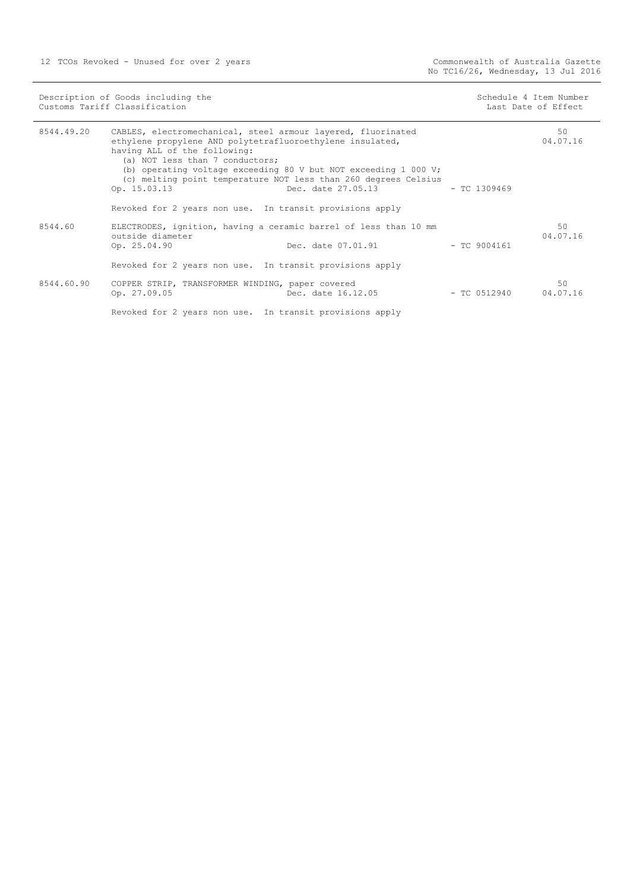| Description of Goods including the Customs Tariff Classification | | | | Schedule 4 Item Number Last Date of Effect |
|---|---|---|---|---|
| 8544.49.20 | CABLES, electromechanical, steel armour layered, fluorinated ethylene propylene AND polytetrafluoroethylene insulated, having ALL of the following:<br>(a) NOT less than 7 conductors;<br>(b) operating voltage exceeding 80 V but NOT exceeding 1 000 V;<br>(c) melting point temperature NOT less than 260 degrees Celsius<br>Op. 15.03.13 | Dec. date 27.05.13 | - TC 1309469 | 50<br>04.07.16 |
| | Revoked for 2 years non use. In transit provisions apply | | | |
| 8544.60 | ELECTRODES, ignition, having a ceramic barrel of less than 10 mm outside diameter<br>Op. 25.04.90 | Dec. date 07.01.91 | - TC 9004161 | 50<br>04.07.16 |
| | Revoked for 2 years non use. In transit provisions apply | | | |
| 8544.60.90 | COPPER STRIP, TRANSFORMER WINDING, paper covered<br>Op. 27.09.05 | Dec. date 16.12.05 | - TC 0512940 | 50<br>04.07.16 |
| | Revoked for 2 years non use. In transit provisions apply | | | |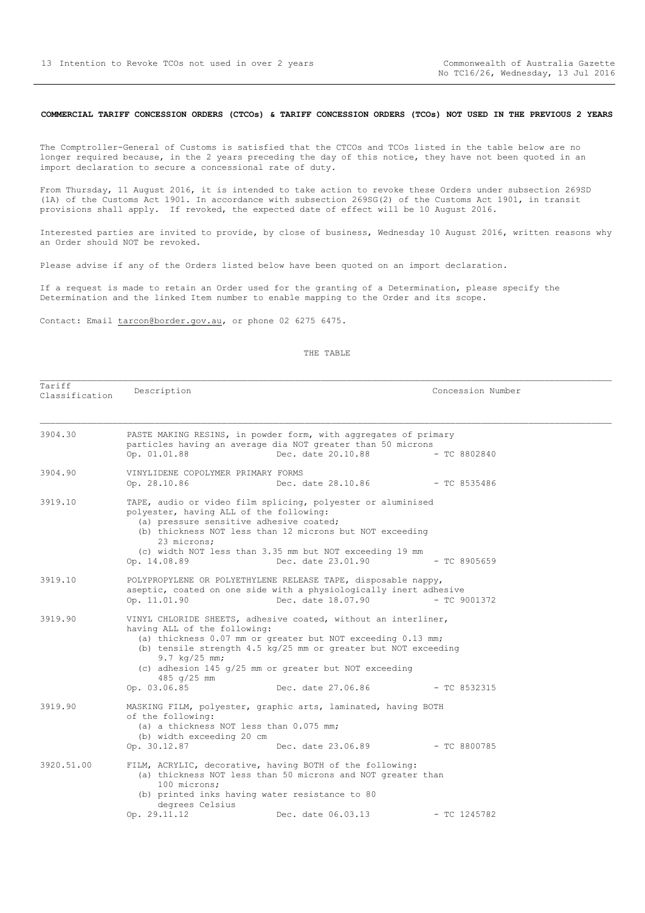**COMMERCIAL TARIFF CONCESSION ORDERS (CTCOs) & TARIFF CONCESSION ORDERS (TCOs) NOT USED IN THE PREVIOUS 2 YEARS**

The Comptroller-General of Customs is satisfied that the CTCOs and TCOs listed in the table below are no longer required because, in the 2 years preceding the day of this notice, they have not been quoted in an import declaration to secure a concessional rate of duty.

From Thursday, 11 August 2016, it is intended to take action to revoke these Orders under subsection 269SD (1A) of the Customs Act 1901. In accordance with subsection 269SG(2) of the Customs Act 1901, in transit provisions shall apply. If revoked, the expected date of effect will be 10 August 2016.

Interested parties are invited to provide, by close of business, Wednesday 10 August 2016, written reasons why an Order should NOT be revoked.

Please advise if any of the Orders listed below have been quoted on an import declaration.

If a request is made to retain an Order used for the granting of a Determination, please specify the Determination and the linked Item number to enable mapping to the Order and its scope.

Contact: Email tarcon@border.gov.au, or phone 02 6275 6475.

THE TABLE

| Tariff Classification | Description | Concession Number |
|---|---|---|
| 3904.30 | PASTE MAKING RESINS, in powder form, with aggregates of primary particles having an average dia NOT greater than 50 microns<br>Op. 01.01.88 Dec. date 20.10.88 | - TC 8802840 |
| 3904.90 | VINYLIDENE COPOLYMER PRIMARY FORMS<br>Op. 28.10.86 Dec. date 28.10.86 | - TC 8535486 |
| 3919.10 | TAPE, audio or video film splicing, polyester or aluminised polyester, having ALL of the following:<br>(a) pressure sensitive adhesive coated;<br>(b) thickness NOT less than 12 microns but NOT exceeding 23 microns;<br>(c) width NOT less than 3.35 mm but NOT exceeding 19 mm<br>Op. 14.08.89 Dec. date 23.01.90 | - TC 8905659 |
| 3919.10 | POLYPROPYLENE OR POLYETHYLENE RELEASE TAPE, disposable nappy, aseptic, coated on one side with a physiologically inert adhesive<br>Op. 11.01.90 Dec. date 18.07.90 | - TC 9001372 |
| 3919.90 | VINYL CHLORIDE SHEETS, adhesive coated, without an interliner, having ALL of the following:<br>(a) thickness 0.07 mm or greater but NOT exceeding 0.13 mm;<br>(b) tensile strength 4.5 kg/25 mm or greater but NOT exceeding 9.7 kg/25 mm;<br>(c) adhesion 145 g/25 mm or greater but NOT exceeding 485 g/25 mm<br>Op. 03.06.85 Dec. date 27.06.86 | - TC 8532315 |
| 3919.90 | MASKING FILM, polyester, graphic arts, laminated, having BOTH of the following:<br>(a) a thickness NOT less than 0.075 mm;<br>(b) width exceeding 20 cm<br>Op. 30.12.87 Dec. date 23.06.89 | - TC 8800785 |
| 3920.51.00 | FILM, ACRYLIC, decorative, having BOTH of the following:<br>(a) thickness NOT less than 50 microns and NOT greater than 100 microns;<br>(b) printed inks having water resistance to 80 degrees Celsius<br>Op. 29.11.12 Dec. date 06.03.13 | - TC 1245782 |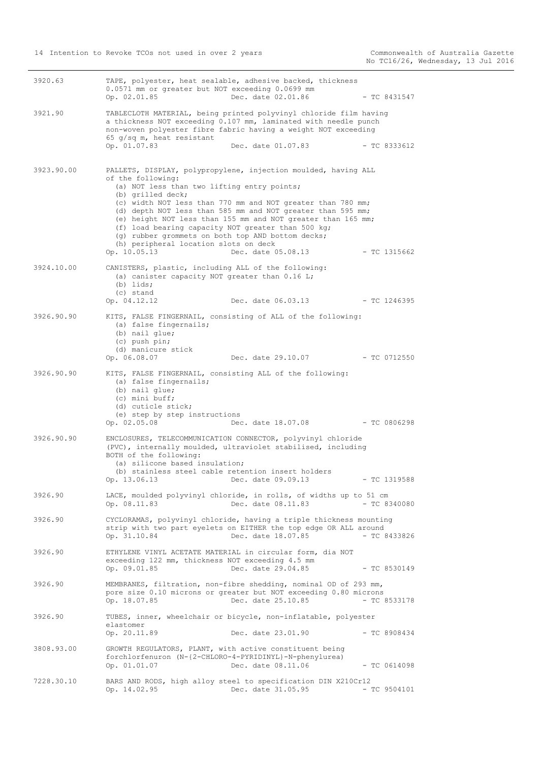3920.63 TAPE, polyester, heat sealable, adhesive backed, thickness 0.0571 mm or greater but NOT exceeding 0.0699 mm
Op. 02.01.85 Dec. date 02.01.86 - TC 8431547

3921.90 TABLECLOTH MATERIAL, being printed polyvinyl chloride film having a thickness NOT exceeding 0.107 mm, laminated with needle punch non-woven polyester fibre fabric having a weight NOT exceeding 65 g/sq m, heat resistant
Op. 01.07.83 Dec. date 01.07.83 - TC 8333612

3923.90.00 PALLETS, DISPLAY, polypropylene, injection moulded, having ALL of the following:
(a) NOT less than two lifting entry points;
(b) grilled deck;
(c) width NOT less than 770 mm and NOT greater than 780 mm;
(d) depth NOT less than 585 mm and NOT greater than 595 mm;
(e) height NOT less than 155 mm and NOT greater than 165 mm;
(f) load bearing capacity NOT greater than 500 kg;
(g) rubber grommets on both top AND bottom decks;
(h) peripheral location slots on deck
Op. 10.05.13 Dec. date 05.08.13 - TC 1315662

3924.10.00 CANISTERS, plastic, including ALL of the following:
(a) canister capacity NOT greater than 0.16 L;
(b) lids;
(c) stand
Op. 04.12.12 Dec. date 06.03.13 - TC 1246395

3926.90.90 KITS, FALSE FINGERNAIL, consisting of ALL of the following:
(a) false fingernails;
(b) nail glue;
(c) push pin;
(d) manicure stick
Op. 06.08.07 Dec. date 29.10.07 - TC 0712550

3926.90.90 KITS, FALSE FINGERNAIL, consisting ALL of the following:
(a) false fingernails;
(b) nail glue;
(c) mini buff;
(d) cuticle stick;
(e) step by step instructions
Op. 02.05.08 Dec. date 18.07.08 - TC 0806298

3926.90.90 ENCLOSURES, TELECOMMUNICATION CONNECTOR, polyvinyl chloride (PVC), internally moulded, ultraviolet stabilised, including BOTH of the following:
(a) silicone based insulation;
(b) stainless steel cable retention insert holders
Op. 13.06.13 Dec. date 09.09.13 - TC 1319588

3926.90 LACE, moulded polyvinyl chloride, in rolls, of widths up to 51 cm
Op. 08.11.83 Dec. date 08.11.83 - TC 8340080

3926.90 CYCLORAMAS, polyvinyl chloride, having a triple thickness mounting strip with two part eyelets on EITHER the top edge OR ALL around
Op. 31.10.84 Dec. date 18.07.85 - TC 8433826

3926.90 ETHYLENE VINYL ACETATE MATERIAL in circular form, dia NOT exceeding 122 mm, thickness NOT exceeding 4.5 mm
Op. 09.01.85 Dec. date 29.04.85 - TC 8530149

3926.90 MEMBRANES, filtration, non-fibre shedding, nominal OD of 293 mm, pore size 0.10 microns or greater but NOT exceeding 0.80 microns
Op. 18.07.85 Dec. date 25.10.85 - TC 8533178

3926.90 TUBES, inner, wheelchair or bicycle, non-inflatable, polyester elastomer
Op. 20.11.89 Dec. date 23.01.90 - TC 8908434

3808.93.00 GROWTH REGULATORS, PLANT, with active constituent being forchlorfenuron (N-{2-CHLORO-4-PYRIDINYL}-N-phenylurea)
Op. 01.01.07 Dec. date 08.11.06 - TC 0614098

7228.30.10 BARS AND RODS, high alloy steel to specification DIN X210Cr12
Op. 14.02.95 Dec. date 31.05.95 - TC 9504101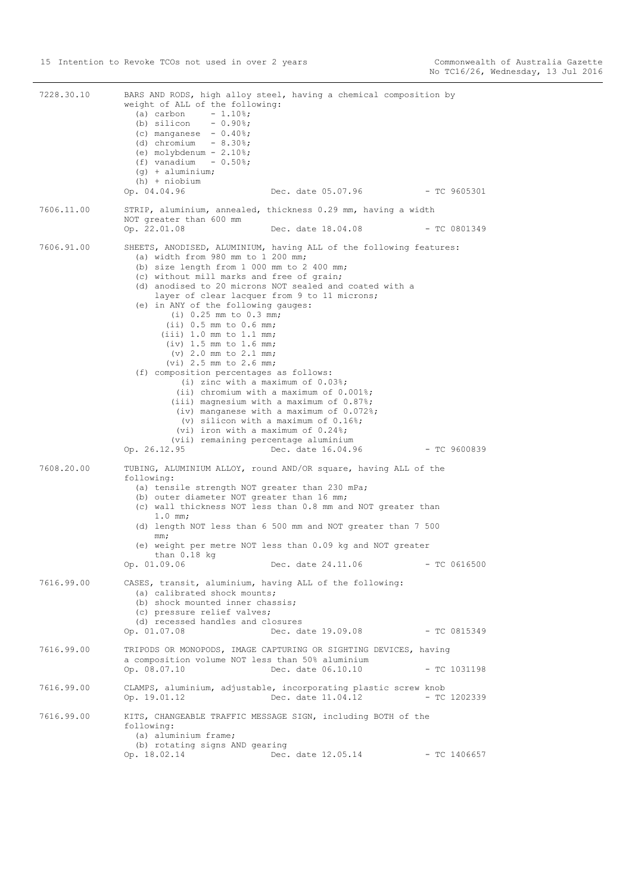7228.30.10 BARS AND RODS, high alloy steel, having a chemical composition by weight of ALL of the following:
- (a) carbon - 1.10%;
- (b) silicon - 0.90%;
- (c) manganese - 0.40%;
- (d) chromium - 8.30%;
- (e) molybdenum - 2.10%;
- (f) vanadium - 0.50%;
- (g) + aluminium;
- (h) + niobium

Op. 04.04.96 Dec. date 05.07.96 - TC 9605301

7606.11.00 STRIP, aluminium, annealed, thickness 0.29 mm, having a width NOT greater than 600 mm

Op. 22.01.08 Dec. date 18.04.08 - TC 0801349

7606.91.00 SHEETS, ANODISED, ALUMINIUM, having ALL of the following features:
- (a) width from 980 mm to 1 200 mm;
- (b) size length from 1 000 mm to 2 400 mm;
- (c) without mill marks and free of grain;
- (d) anodised to 20 microns NOT sealed and coated with a layer of clear lacquer from 9 to 11 microns;
- (e) in ANY of the following gauges:
  - (i) 0.25 mm to 0.3 mm;
  - (ii) 0.5 mm to 0.6 mm;
  - (iii) 1.0 mm to 1.1 mm;
  - (iv) 1.5 mm to 1.6 mm;
  - (v) 2.0 mm to 2.1 mm;
  - (vi) 2.5 mm to 2.6 mm;
- (f) composition percentages as follows:
  - (i) zinc with a maximum of 0.03%;
  - (ii) chromium with a maximum of 0.001%;
  - (iii) magnesium with a maximum of 0.87%;
  - (iv) manganese with a maximum of 0.072%;
  - (v) silicon with a maximum of 0.16%;
  - (vi) iron with a maximum of 0.24%;
  - (vii) remaining percentage aluminium

Op. 26.12.95 Dec. date 16.04.96 - TC 9600839

7608.20.00 TUBING, ALUMINIUM ALLOY, round AND/OR square, having ALL of the following:
- (a) tensile strength NOT greater than 230 mPa;
- (b) outer diameter NOT greater than 16 mm;
- (c) wall thickness NOT less than 0.8 mm and NOT greater than 1.0 mm;
- (d) length NOT less than 6 500 mm and NOT greater than 7 500 mm;
- (e) weight per metre NOT less than 0.09 kg and NOT greater than 0.18 kg

Op. 01.09.06 Dec. date 24.11.06 - TC 0616500

7616.99.00 CASES, transit, aluminium, having ALL of the following:
- (a) calibrated shock mounts;
- (b) shock mounted inner chassis;
- (c) pressure relief valves;
- (d) recessed handles and closures

Op. 01.07.08 Dec. date 19.09.08 - TC 0815349

7616.99.00 TRIPODS OR MONOPODS, IMAGE CAPTURING OR SIGHTING DEVICES, having a composition volume NOT less than 50% aluminium

Op. 08.07.10 Dec. date 06.10.10 - TC 1031198

7616.99.00 CLAMPS, aluminium, adjustable, incorporating plastic screw knob

Op. 19.01.12 Dec. date 11.04.12 - TC 1202339

7616.99.00 KITS, CHANGEABLE TRAFFIC MESSAGE SIGN, including BOTH of the following:
- (a) aluminium frame;
- (b) rotating signs AND gearing

Op. 18.02.14 Dec. date 12.05.14 - TC 1406657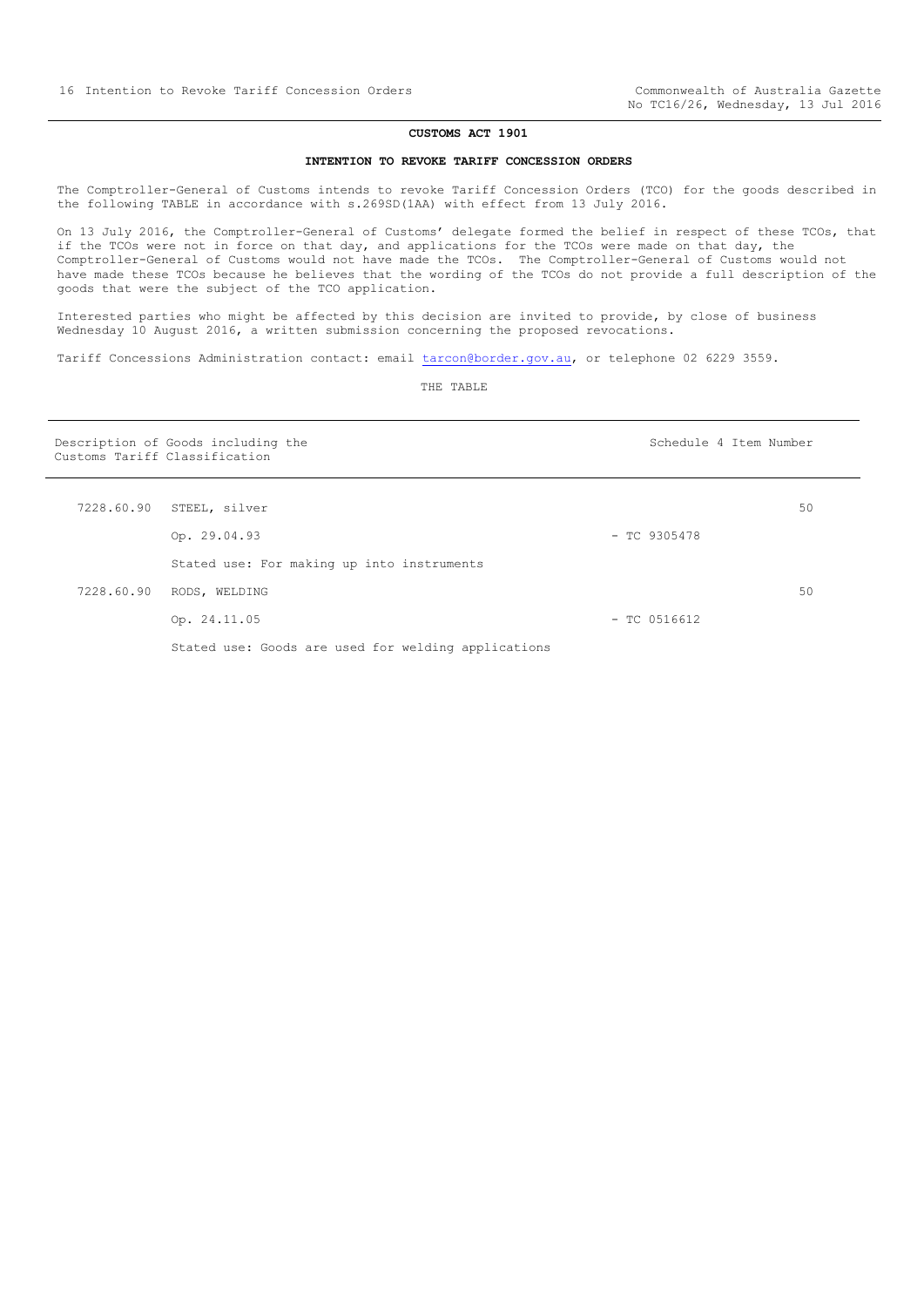## CUSTOMS ACT 1901

### INTENTION TO REVOKE TARIFF CONCESSION ORDERS

The Comptroller-General of Customs intends to revoke Tariff Concession Orders (TCO) for the goods described in the following TABLE in accordance with s.269SD(1AA) with effect from 13 July 2016.

On 13 July 2016, the Comptroller-General of Customs' delegate formed the belief in respect of these TCOs, that if the TCOs were not in force on that day, and applications for the TCOs were made on that day, the Comptroller-General of Customs would not have made the TCOs. The Comptroller-General of Customs would not have made these TCOs because he believes that the wording of the TCOs do not provide a full description of the goods that were the subject of the TCO application.

Interested parties who might be affected by this decision are invited to provide, by close of business Wednesday 10 August 2016, a written submission concerning the proposed revocations.

Tariff Concessions Administration contact: email tarcon@border.gov.au, or telephone 02 6229 3559.

THE TABLE

| Description of Goods including the Customs Tariff Classification | | | Schedule 4 Item Number |
|---|---|---|---|
| 7228.60.90 | STEEL, silver | | 50 |
| | Op. 29.04.93 | - TC 9305478 | |
| | Stated use: For making up into instruments | | |
| 7228.60.90 | RODS, WELDING | | 50 |
| | Op. 24.11.05 | - TC 0516612 | |
| | Stated use: Goods are used for welding applications | | |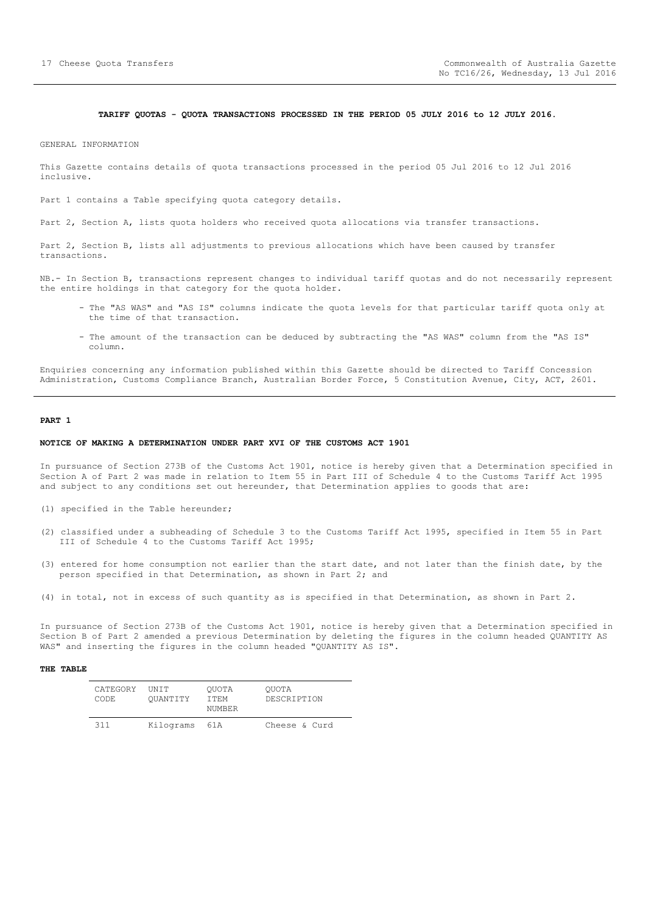**TARIFF QUOTAS - QUOTA TRANSACTIONS PROCESSED IN THE PERIOD 05 JULY 2016 to 12 JULY 2016.**

GENERAL INFORMATION

This Gazette contains details of quota transactions processed in the period 05 Jul 2016 to 12 Jul 2016 inclusive.

Part 1 contains a Table specifying quota category details.

Part 2, Section A, lists quota holders who received quota allocations via transfer transactions.

Part 2, Section B, lists all adjustments to previous allocations which have been caused by transfer transactions.

NB.- In Section B, transactions represent changes to individual tariff quotas and do not necessarily represent the entire holdings in that category for the quota holder.

- The "AS WAS" and "AS IS" columns indicate the quota levels for that particular tariff quota only at the time of that transaction.
- The amount of the transaction can be deduced by subtracting the "AS WAS" column from the "AS IS" column.

Enquiries concerning any information published within this Gazette should be directed to Tariff Concession Administration, Customs Compliance Branch, Australian Border Force, 5 Constitution Avenue, City, ACT, 2601.

## PART 1

### NOTICE OF MAKING A DETERMINATION UNDER PART XVI OF THE CUSTOMS ACT 1901

In pursuance of Section 273B of the Customs Act 1901, notice is hereby given that a Determination specified in Section A of Part 2 was made in relation to Item 55 in Part III of Schedule 4 to the Customs Tariff Act 1995 and subject to any conditions set out hereunder, that Determination applies to goods that are:

(1) specified in the Table hereunder;

(2) classified under a subheading of Schedule 3 to the Customs Tariff Act 1995, specified in Item 55 in Part III of Schedule 4 to the Customs Tariff Act 1995;

(3) entered for home consumption not earlier than the start date, and not later than the finish date, by the person specified in that Determination, as shown in Part 2; and

(4) in total, not in excess of such quantity as is specified in that Determination, as shown in Part 2.

In pursuance of Section 273B of the Customs Act 1901, notice is hereby given that a Determination specified in Section B of Part 2 amended a previous Determination by deleting the figures in the column headed QUANTITY AS WAS" and inserting the figures in the column headed "QUANTITY AS IS".

**THE TABLE**

| CATEGORY CODE | UNIT QUANTITY | QUOTA ITEM NUMBER | QUOTA DESCRIPTION |
|---|---|---|---|
| 311 | Kilograms | 61A | Cheese & Curd |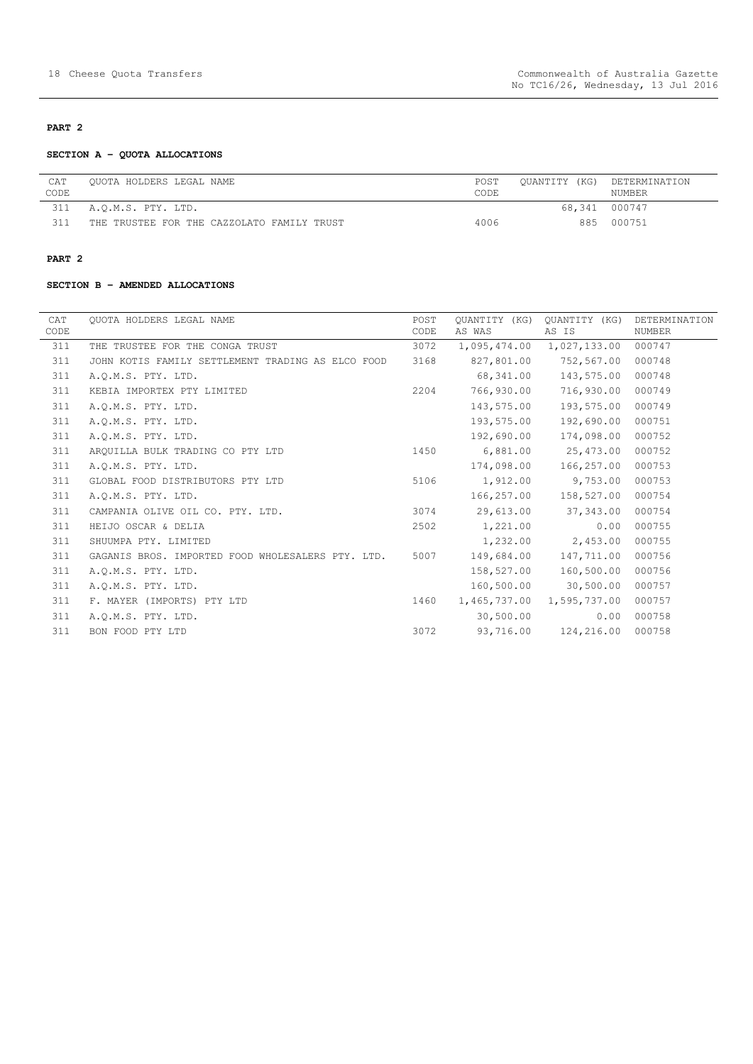**PART 2**

**SECTION A – QUOTA ALLOCATIONS**

| CAT CODE | QUOTA HOLDERS LEGAL NAME | POST CODE | QUANTITY (KG) | DETERMINATION NUMBER |
|---|---|---|---|---|
| 311 | A.Q.M.S. PTY. LTD. | | 68,341 | 000747 |
| 311 | THE TRUSTEE FOR THE CAZZOLATO FAMILY TRUST | 4006 | 885 | 000751 |

**PART 2**

**SECTION B – AMENDED ALLOCATIONS**

| CAT CODE | QUOTA HOLDERS LEGAL NAME | POST CODE | QUANTITY (KG) AS WAS | QUANTITY (KG) AS IS | DETERMINATION NUMBER |
|---|---|---|---|---|---|
| 311 | THE TRUSTEE FOR THE CONGA TRUST | 3072 | 1,095,474.00 | 1,027,133.00 | 000747 |
| 311 | JOHN KOTIS FAMILY SETTLEMENT TRADING AS ELCO FOOD | 3168 | 827,801.00 | 752,567.00 | 000748 |
| 311 | A.Q.M.S. PTY. LTD. | | 68,341.00 | 143,575.00 | 000748 |
| 311 | KEBIA IMPORTEX PTY LIMITED | 2204 | 766,930.00 | 716,930.00 | 000749 |
| 311 | A.Q.M.S. PTY. LTD. | | 143,575.00 | 193,575.00 | 000749 |
| 311 | A.Q.M.S. PTY. LTD. | | 193,575.00 | 192,690.00 | 000751 |
| 311 | A.Q.M.S. PTY. LTD. | | 192,690.00 | 174,098.00 | 000752 |
| 311 | ARQUILLA BULK TRADING CO PTY LTD | 1450 | 6,881.00 | 25,473.00 | 000752 |
| 311 | A.Q.M.S. PTY. LTD. | | 174,098.00 | 166,257.00 | 000753 |
| 311 | GLOBAL FOOD DISTRIBUTORS PTY LTD | 5106 | 1,912.00 | 9,753.00 | 000753 |
| 311 | A.Q.M.S. PTY. LTD. | | 166,257.00 | 158,527.00 | 000754 |
| 311 | CAMPANIA OLIVE OIL CO. PTY. LTD. | 3074 | 29,613.00 | 37,343.00 | 000754 |
| 311 | HEIJO OSCAR & DELIA | 2502 | 1,221.00 | 0.00 | 000755 |
| 311 | SHUUMPA PTY. LIMITED | | 1,232.00 | 2,453.00 | 000755 |
| 311 | GAGANIS BROS. IMPORTED FOOD WHOLESALERS PTY. LTD. | 5007 | 149,684.00 | 147,711.00 | 000756 |
| 311 | A.Q.M.S. PTY. LTD. | | 158,527.00 | 160,500.00 | 000756 |
| 311 | A.Q.M.S. PTY. LTD. | | 160,500.00 | 30,500.00 | 000757 |
| 311 | F. MAYER (IMPORTS) PTY LTD | 1460 | 1,465,737.00 | 1,595,737.00 | 000757 |
| 311 | A.Q.M.S. PTY. LTD. | | 30,500.00 | 0.00 | 000758 |
| 311 | BON FOOD PTY LTD | 3072 | 93,716.00 | 124,216.00 | 000758 |